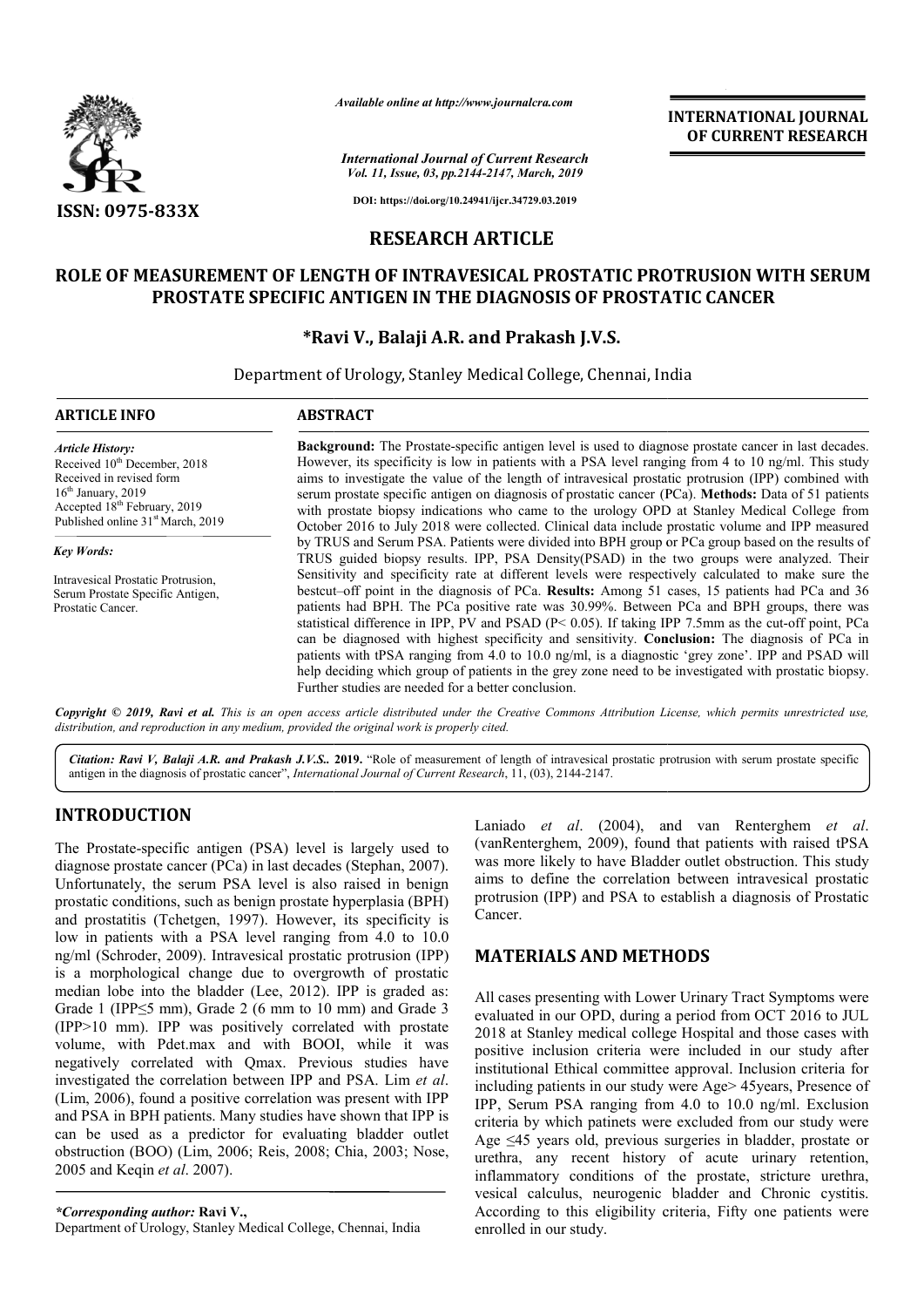*Available online at http://www.journalcra.com*

**INTERNATIONAL JOURNAL OF CURRENT RESEARCH**

ISSN: 0975-833X

DOI: https://doi.org/10.24941/ijcr.34729.03.2019

# RESEARCH ARTICLE

# ROLE OF MEASUREMENT OF LENGTH OF INTRAVESICAL PROSTATIC PROTRUSION WITH SERUM PROSTATE SPECIFIC ANTIGEN IN THE DIAGNOSIS OF PROSTATIC CANCER

**\*Ravi V., Balaji A.R. and Prakash J.V.S.**

Department of Urology, Stanley Medical College, Chennai, India

## ARTICLE INFO

*Article History:*
Received 10th December, 2018
Received in revised form 16th January, 2019
Accepted 18th February, 2019
Published online 31st March, 2019

*Key Words:*

Intravesical Prostatic Protrusion, Serum Prostate Specific Antigen, Prostatic Cancer.

## ABSTRACT

**Background:** The Prostate-specific antigen level is used to diagnose prostate cancer in last decades. However, its specificity is low in patients with a PSA level ranging from 4 to 10 ng/ml. This study aims to investigate the value of the length of intravesical prostatic protrusion (IPP) combined with serum prostate specific antigen on diagnosis of prostatic cancer (PCa). **Methods:** Data of 51 patients with prostate biopsy indications who came to the urology OPD at Stanley Medical College from October 2016 to July 2018 were collected. Clinical data include prostatic volume and IPP measured by TRUS and Serum PSA. Patients were divided into BPH group or PCa group based on the results of TRUS guided biopsy results. IPP, PSA Density(PSAD) in the two groups were analyzed. Their Sensitivity and specificity rate at different levels were respectively calculated to make sure the bestcut–off point in the diagnosis of PCa. **Results:** Among 51 cases, 15 patients had PCa and 36 patients had BPH. The PCa positive rate was 30.99%. Between PCa and BPH groups, there was statistical difference in IPP, PV and PSAD ($P < 0.05$). If taking IPP 7.5mm as the cut-off point, PCa can be diagnosed with highest specificity and sensitivity. **Conclusion:** The diagnosis of PCa in patients with tPSA ranging from 4.0 to 10.0 ng/ml, is a diagnostic 'grey zone'. IPP and PSAD will help deciding which group of patients in the grey zone need to be investigated with prostatic biopsy. Further studies are needed for a better conclusion.

*Copyright © 2019, Ravi et al. This is an open access article distributed under the Creative Commons Attribution License, which permits unrestricted use, distribution, and reproduction in any medium, provided the original work is properly cited.*

*Citation: Ravi V, Balaji A.R. and Prakash J.V.S.. 2019. "Role of measurement of length of intravesical prostatic protrusion with serum prostate specific antigen in the diagnosis of prostatic cancer", International Journal of Current Research, 11, (03), 2144-2147.*

## INTRODUCTION

The Prostate-specific antigen (PSA) level is largely used to diagnose prostate cancer (PCa) in last decades (Stephan, 2007). Unfortunately, the serum PSA level is also raised in benign prostatic conditions, such as benign prostate hyperplasia (BPH) and prostatitis (Tchetgen, 1997). However, its specificity is low in patients with a PSA level ranging from 4.0 to 10.0 ng/ml (Schroder, 2009). Intravesical prostatic protrusion (IPP) is a morphological change due to overgrowth of prostatic median lobe into the bladder (Lee, 2012). IPP is graded as: Grade 1 (IPP≤5 mm), Grade 2 (6 mm to 10 mm) and Grade 3 (IPP>10 mm). IPP was positively correlated with prostate volume, with Pdet.max and with BOOI, while it was negatively correlated with Qmax. Previous studies have investigated the correlation between IPP and PSA. Lim *et al*. (Lim, 2006), found a positive correlation was present with IPP and PSA in BPH patients. Many studies have shown that IPP is can be used as a predictor for evaluating bladder outlet obstruction (BOO) (Lim, 2006; Reis, 2008; Chia, 2003; Nose, 2005 and Keqin *et al*. 2007).

Laniado *et al*. (2004), and van Renterghem *et al*. (vanRenterghem, 2009), found that patients with raised tPSA was more likely to have Bladder outlet obstruction. This study aims to define the correlation between intravesical prostatic protrusion (IPP) and PSA to establish a diagnosis of Prostatic Cancer.

## MATERIALS AND METHODS

All cases presenting with Lower Urinary Tract Symptoms were evaluated in our OPD, during a period from OCT 2016 to JUL 2018 at Stanley medical college Hospital and those cases with positive inclusion criteria were included in our study after institutional Ethical committee approval. Inclusion criteria for including patients in our study were Age> 45years, Presence of IPP, Serum PSA ranging from 4.0 to 10.0 ng/ml. Exclusion criteria by which patinets were excluded from our study were Age ≤45 years old, previous surgeries in bladder, prostate or urethra, any recent history of acute urinary retention, inflammatory conditions of the prostate, stricture urethra, vesical calculus, neurogenic bladder and Chronic cystitis. According to this eligibility criteria, Fifty one patients were enrolled in our study.

*\*Corresponding author:* **Ravi V.,**
Department of Urology, Stanley Medical College, Chennai, India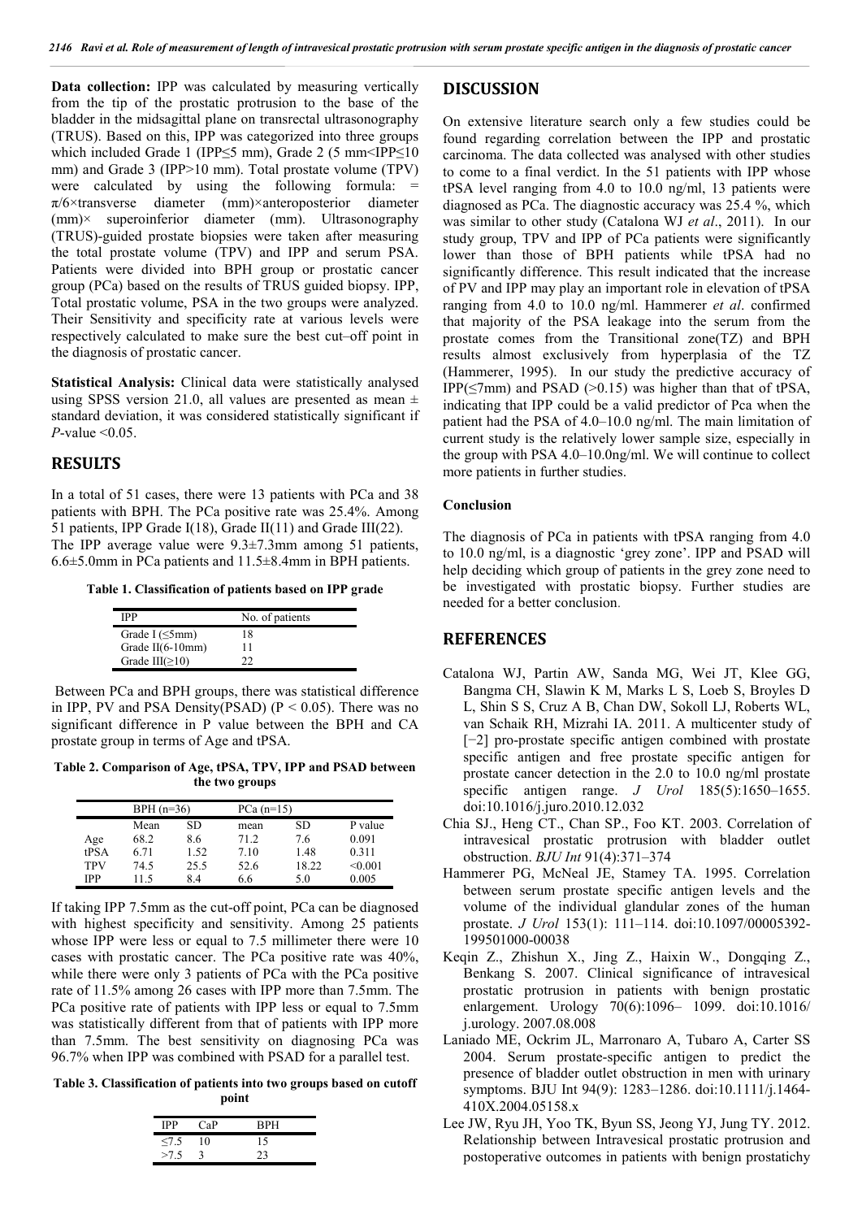**Data collection:** IPP was calculated by measuring vertically from the tip of the prostatic protrusion to the base of the bladder in the midsagittal plane on transrectal ultrasonography (TRUS). Based on this, IPP was categorized into three groups which included Grade 1 (IPP≤5 mm), Grade 2 (5 mm<IPP≤10 mm) and Grade 3 (IPP>10 mm). Total prostate volume (TPV) were calculated by using the following formula: = π/6×transverse diameter (mm)×anteroposterior diameter (mm)× superoinferior diameter (mm). Ultrasonography (TRUS)-guided prostate biopsies were taken after measuring the total prostate volume (TPV) and IPP and serum PSA. Patients were divided into BPH group or prostatic cancer group (PCa) based on the results of TRUS guided biopsy. IPP, Total prostatic volume, PSA in the two groups were analyzed. Their Sensitivity and specificity rate at various levels were respectively calculated to make sure the best cut–off point in the diagnosis of prostatic cancer.

**Statistical Analysis:** Clinical data were statistically analysed using SPSS version 21.0, all values are presented as mean ± standard deviation, it was considered statistically significant if *P*-value <0.05.

## RESULTS

In a total of 51 cases, there were 13 patients with PCa and 38 patients with BPH. The PCa positive rate was 25.4%. Among 51 patients, IPP Grade I(18), Grade II(11) and Grade III(22). The IPP average value were 9.3±7.3mm among 51 patients, 6.6±5.0mm in PCa patients and 11.5±8.4mm in BPH patients.

**Table 1. Classification of patients based on IPP grade**

| IPP | No. of patients |
|---|---|
| Grade I (≤5mm) | 18 |
| Grade II(6-10mm) | 11 |
| Grade III(≥10) | 22 |

Between PCa and BPH groups, there was statistical difference in IPP, PV and PSA Density(PSAD) (P < 0.05). There was no significant difference in P value between the BPH and CA prostate group in terms of Age and tPSA.

**Table 2. Comparison of Age, tPSA, TPV, IPP and PSAD between the two groups**

| | BPH (n=36) | | PCa (n=15) | | |
|---|---|---|---|---|---|
| | Mean | SD | mean | SD | P value |
| Age | 68.2 | 8.6 | 71.2 | 7.6 | 0.091 |
| tPSA | 6.71 | 1.52 | 7.10 | 1.48 | 0.311 |
| TPV | 74.5 | 25.5 | 52.6 | 18.22 | <0.001 |
| IPP | 11.5 | 8.4 | 6.6 | 5.0 | 0.005 |

If taking IPP 7.5mm as the cut-off point, PCa can be diagnosed with highest specificity and sensitivity. Among 25 patients whose IPP were less or equal to 7.5 millimeter there were 10 cases with prostatic cancer. The PCa positive rate was 40%, while there were only 3 patients of PCa with the PCa positive rate of 11.5% among 26 cases with IPP more than 7.5mm. The PCa positive rate of patients with IPP less or equal to 7.5mm was statistically different from that of patients with IPP more than 7.5mm. The best sensitivity on diagnosing PCa was 96.7% when IPP was combined with PSAD for a parallel test.

**Table 3. Classification of patients into two groups based on cutoff point**

| IPP | CaP | BPH |
|---|---|---|
| ≤7.5 | 10 | 15 |
| >7.5 | 3 | 23 |

## DISCUSSION

On extensive literature search only a few studies could be found regarding correlation between the IPP and prostatic carcinoma. The data collected was analysed with other studies to come to a final verdict. In the 51 patients with IPP whose tPSA level ranging from 4.0 to 10.0 ng/ml, 13 patients were diagnosed as PCa. The diagnostic accuracy was 25.4 %, which was similar to other study (Catalona WJ *et al*., 2011). In our study group, TPV and IPP of PCa patients were significantly lower than those of BPH patients while tPSA had no significantly difference. This result indicated that the increase of PV and IPP may play an important role in elevation of tPSA ranging from 4.0 to 10.0 ng/ml. Hammerer *et al*. confirmed that majority of the PSA leakage into the serum from the prostate comes from the Transitional zone(TZ) and BPH results almost exclusively from hyperplasia of the TZ (Hammerer, 1995). In our study the predictive accuracy of IPP(≤7mm) and PSAD (>0.15) was higher than that of tPSA, indicating that IPP could be a valid predictor of Pca when the patient had the PSA of 4.0–10.0 ng/ml. The main limitation of current study is the relatively lower sample size, especially in the group with PSA 4.0–10.0ng/ml. We will continue to collect more patients in further studies.

### Conclusion

The diagnosis of PCa in patients with tPSA ranging from 4.0 to 10.0 ng/ml, is a diagnostic 'grey zone'. IPP and PSAD will help deciding which group of patients in the grey zone need to be investigated with prostatic biopsy. Further studies are needed for a better conclusion.

## REFERENCES

Catalona WJ, Partin AW, Sanda MG, Wei JT, Klee GG, Bangma CH, Slawin K M, Marks L S, Loeb S, Broyles D L, Shin S S, Cruz A B, Chan DW, Sokoll LJ, Roberts WL, van Schaik RH, Mizrahi IA. 2011. A multicenter study of [−2] pro-prostate specific antigen combined with prostate specific antigen and free prostate specific antigen for prostate cancer detection in the 2.0 to 10.0 ng/ml prostate specific antigen range. *J Urol* 185(5):1650–1655. doi:10.1016/j.juro.2010.12.032

Chia SJ., Heng CT., Chan SP., Foo KT. 2003. Correlation of intravesical prostatic protrusion with bladder outlet obstruction. *BJU Int* 91(4):371–374

Hammerer PG, McNeal JE, Stamey TA. 1995. Correlation between serum prostate specific antigen levels and the volume of the individual glandular zones of the human prostate. *J Urol* 153(1): 111–114. doi:10.1097/00005392-199501000-00038

Keqin Z., Zhishun X., Jing Z., Haixin W., Dongqing Z., Benkang S. 2007. Clinical significance of intravesical prostatic protrusion in patients with benign prostatic enlargement. Urology 70(6):1096– 1099. doi:10.1016/ j.urology. 2007.08.008

Laniado ME, Ockrim JL, Marronaro A, Tubaro A, Carter SS 2004. Serum prostate-specific antigen to predict the presence of bladder outlet obstruction in men with urinary symptoms. BJU Int 94(9): 1283–1286. doi:10.1111/j.1464-410X.2004.05158.x

Lee JW, Ryu JH, Yoo TK, Byun SS, Jeong YJ, Jung TY. 2012. Relationship between Intravesical prostatic protrusion and postoperative outcomes in patients with benign prostatichy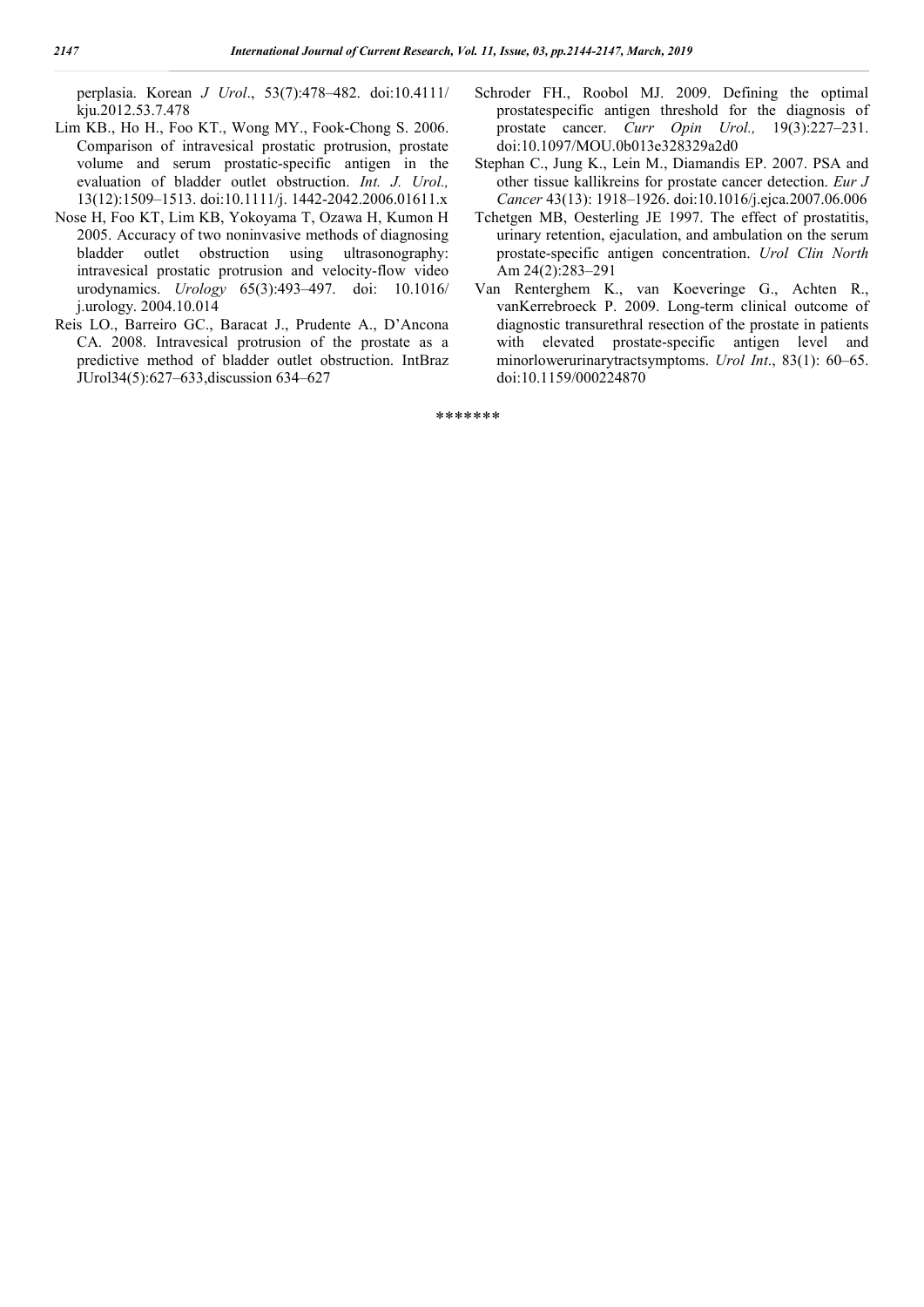perplasia. Korean *J Urol*., 53(7):478–482. doi:10.4111/ kju.2012.53.7.478

Lim KB., Ho H., Foo KT., Wong MY., Fook-Chong S. 2006. Comparison of intravesical prostatic protrusion, prostate volume and serum prostatic-specific antigen in the evaluation of bladder outlet obstruction. *Int. J. Urol.,* 13(12):1509–1513. doi:10.1111/j. 1442-2042.2006.01611.x

Nose H, Foo KT, Lim KB, Yokoyama T, Ozawa H, Kumon H 2005. Accuracy of two noninvasive methods of diagnosing bladder outlet obstruction using ultrasonography: intravesical prostatic protrusion and velocity-flow video urodynamics. *Urology* 65(3):493–497. doi: 10.1016/ j.urology. 2004.10.014

Reis LO., Barreiro GC., Baracat J., Prudente A., D'Ancona CA. 2008. Intravesical protrusion of the prostate as a predictive method of bladder outlet obstruction. IntBraz JUrol34(5):627–633,discussion 634–627

Schroder FH., Roobol MJ. 2009. Defining the optimal prostatespecific antigen threshold for the diagnosis of prostate cancer. *Curr Opin Urol.,* 19(3):227–231. doi:10.1097/MOU.0b013e328329a2d0

Stephan C., Jung K., Lein M., Diamandis EP. 2007. PSA and other tissue kallikreins for prostate cancer detection. *Eur J Cancer* 43(13): 1918–1926. doi:10.1016/j.ejca.2007.06.006

Tchetgen MB, Oesterling JE 1997. The effect of prostatitis, urinary retention, ejaculation, and ambulation on the serum prostate-specific antigen concentration. *Urol Clin North* Am 24(2):283–291

Van Renterghem K., van Koeveringe G., Achten R., vanKerrebroeck P. 2009. Long-term clinical outcome of diagnostic transurethral resection of the prostate in patients with elevated prostate-specific antigen level and minorlowerurinarytractsymptoms. *Urol Int*., 83(1): 60–65. doi:10.1159/000224870

\*\*\*\*\*\*\*